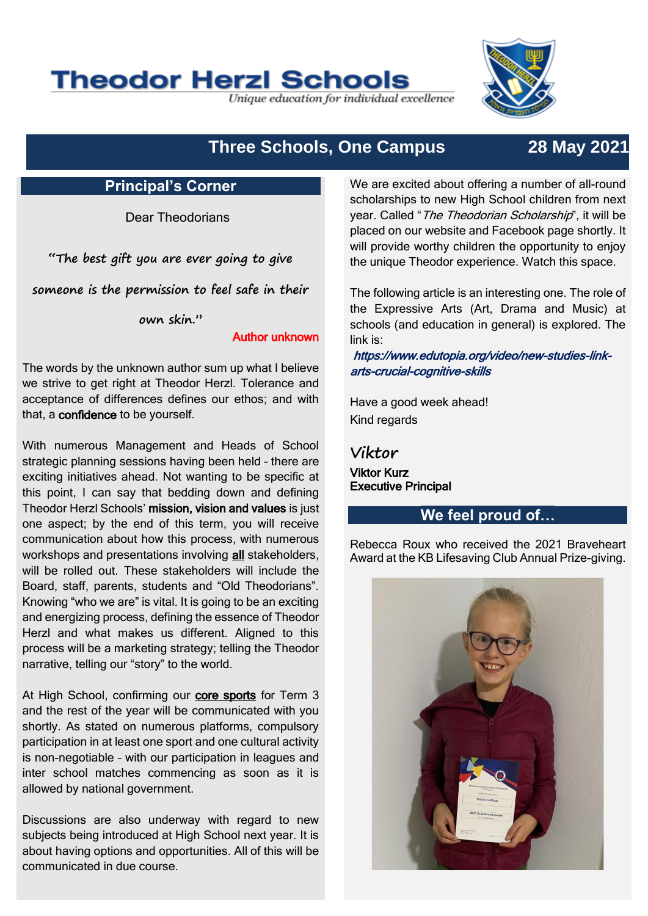# Theodor Herzl Schools

*Unique education for individual excellence*

## Three Schools, One Campus — 28 May 2021

## Principal's Corner

Dear Theodorians

*"The best gift you are ever going to give someone is the permission to feel safe in their own skin."*

Author unknown

The words by the unknown author sum up what I believe we strive to get right at Theodor Herzl. Tolerance and acceptance of differences defines our ethos; and with that, a **confidence** to be yourself.

With numerous Management and Heads of School strategic planning sessions having been held – there are exciting initiatives ahead. Not wanting to be specific at this point, I can say that bedding down and defining Theodor Herzl Schools' **mission, vision and values** is just one aspect; by the end of this term, you will receive communication about how this process, with numerous workshops and presentations involving **all** stakeholders, will be rolled out. These stakeholders will include the Board, staff, parents, students and "Old Theodorians". Knowing "who we are" is vital. It is going to be an exciting and energizing process, defining the essence of Theodor Herzl and what makes us different. Aligned to this process will be a marketing strategy; telling the Theodor narrative, telling our "story" to the world.

At High School, confirming our **core sports** for Term 3 and the rest of the year will be communicated with you shortly. As stated on numerous platforms, compulsory participation in at least one sport and one cultural activity is non-negotiable – with our participation in leagues and inter school matches commencing as soon as it is allowed by national government.

Discussions are also underway with regard to new subjects being introduced at High School next year. It is about having options and opportunities. All of this will be communicated in due course.

We are excited about offering a number of all-round scholarships to new High School children from next year. Called "*The Theodorian Scholarship*", it will be placed on our website and Facebook page shortly. It will provide worthy children the opportunity to enjoy the unique Theodor experience. Watch this space.

The following article is an interesting one. The role of the Expressive Arts (Art, Drama and Music) at schools (and education in general) is explored. The link is:

*https://www.edutopia.org/video/new-studies-link-arts-crucial-cognitive-skills*

Have a good week ahead!
Kind regards

*Viktor*

**Viktor Kurz**
**Executive Principal**

## We feel proud of…

Rebecca Roux who received the 2021 Braveheart Award at the KB Lifesaving Club Annual Prize-giving.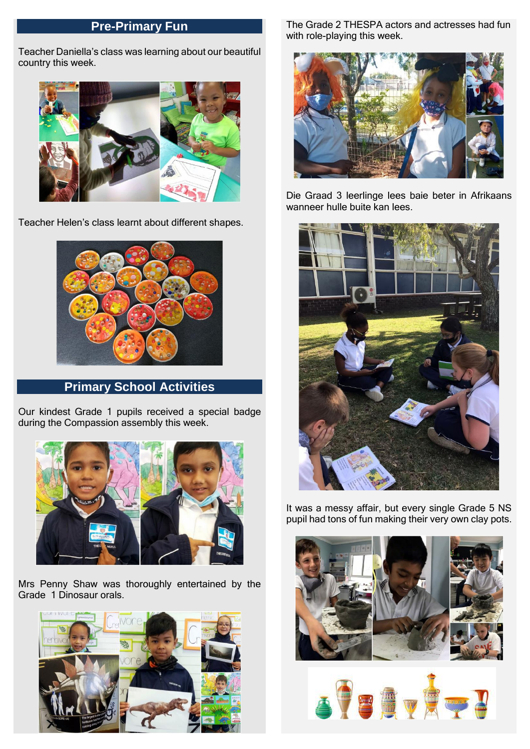## Pre-Primary Fun

Teacher Daniella's class was learning about our beautiful country this week.

Teacher Helen's class learnt about different shapes.

## Primary School Activities

Our kindest Grade 1 pupils received a special badge during the Compassion assembly this week.

Mrs Penny Shaw was thoroughly entertained by the Grade 1 Dinosaur orals.

The Grade 2 THESPA actors and actresses had fun with role-playing this week.

Die Graad 3 leerlinge lees baie beter in Afrikaans wanneer hulle buite kan lees.

It was a messy affair, but every single Grade 5 NS pupil had tons of fun making their very own clay pots.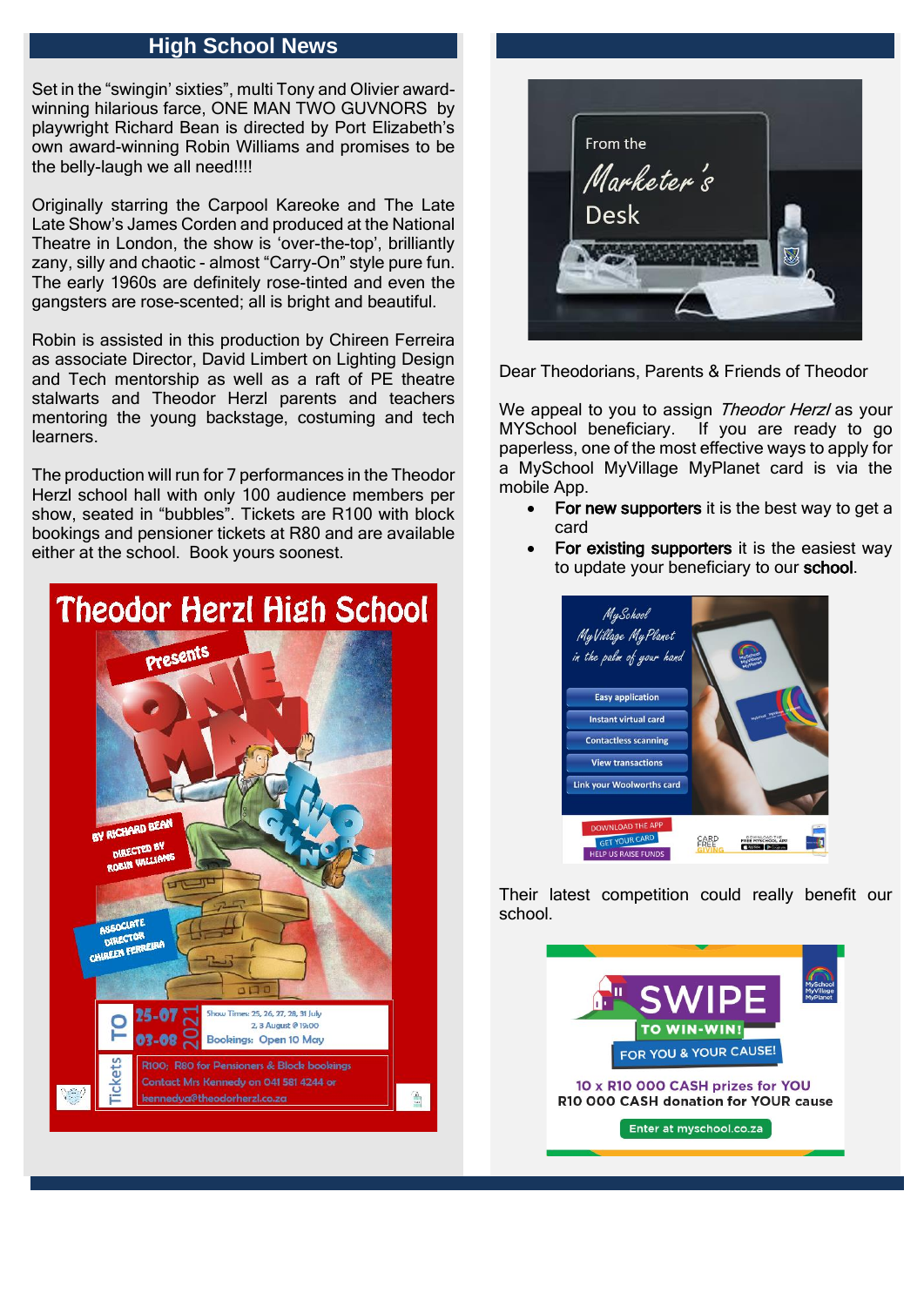## High School News

Set in the "swingin' sixties", multi Tony and Olivier award-winning hilarious farce, ONE MAN TWO GUVNORS by playwright Richard Bean is directed by Port Elizabeth's own award-winning Robin Williams and promises to be the belly-laugh we all need!!!!

Originally starring the Carpool Kareoke and The Late Late Show's James Corden and produced at the National Theatre in London, the show is 'over-the-top', brilliantly zany, silly and chaotic - almost "Carry-On" style pure fun. The early 1960s are definitely rose-tinted and even the gangsters are rose-scented; all is bright and beautiful.

Robin is assisted in this production by Chireen Ferreira as associate Director, David Limbert on Lighting Design and Tech mentorship as well as a raft of PE theatre stalwarts and Theodor Herzl parents and teachers mentoring the young backstage, costuming and tech learners.

The production will run for 7 performances in the Theodor Herzl school hall with only 100 audience members per show, seated in "bubbles". Tickets are R100 with block bookings and pensioner tickets at R80 and are available either at the school. Book yours soonest.

Theodor Herzl High School

Presents

ONE MAN TWO GUVNORS

BY RICHARD BEAN

DIRECTED BY ROBIN WILLIAMS

ASSOCIATE DIRECTOR CHIREEN FERREIRA

25-07 TO 03-08 2021

Show Times: 25, 26, 27, 28, 31 July
2, 3 August @ 19:00

Bookings: Open 10 May

Tickets

R100; R80 for Pensioners & Block bookings
Contact Mrs Kennedy on 041 581 4244 or
kennedya@theodorherzl.co.za

From the *Marketer's* Desk

Dear Theodorians, Parents & Friends of Theodor

We appeal to you to assign *Theodor Herzl* as your MYSchool beneficiary. If you are ready to go paperless, one of the most effective ways to apply for a MySchool MyVillage MyPlanet card is via the mobile App.

- **For new supporters** it is the best way to get a card
- **For existing supporters** it is the easiest way to update your beneficiary to our **school**.

*MySchool MyVillage MyPlanet in the palm of your hand*

Easy application
Instant virtual card
Contactless scanning
View transactions
Link your Woolworths card

DOWNLOAD THE APP
GET YOUR CARD
HELP US RAISE FUNDS

Their latest competition could really benefit our school.

SWIPE TO WIN-WIN!
FOR YOU & YOUR CAUSE!

10 x R10 000 CASH prizes for YOU
R10 000 CASH donation for YOUR cause

Enter at myschool.co.za